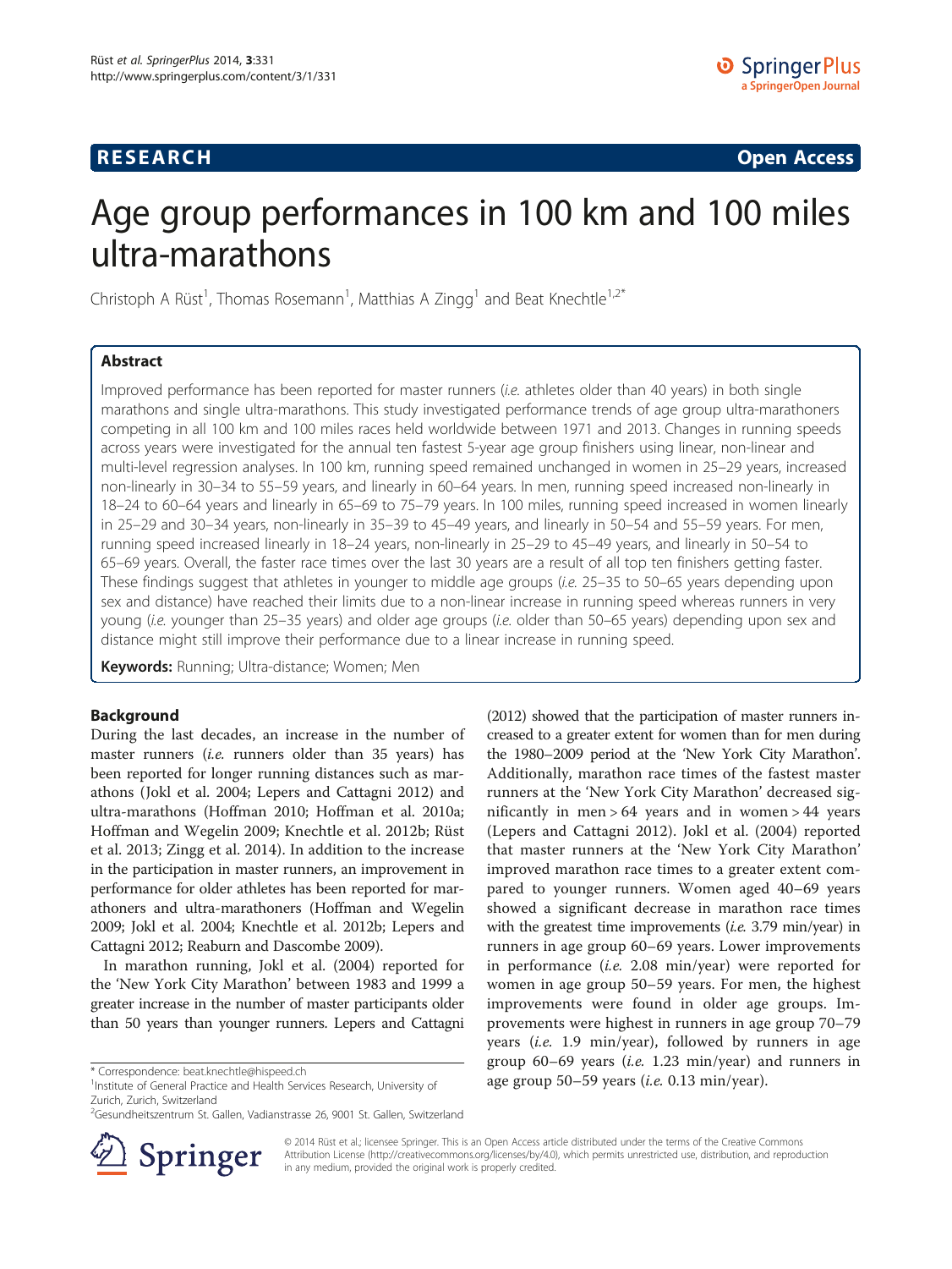**RESEARCH** **Open Access**

# Age group performances in 100 km and 100 miles ultra-marathons

Christoph A Rüst[1], Thomas Rosemann[1], Matthias A Zingg[1] and Beat Knechtle[1,2*]

## Abstract

Improved performance has been reported for master runners (*i.e.* athletes older than 40 years) in both single marathons and single ultra-marathons. This study investigated performance trends of age group ultra-marathoners competing in all 100 km and 100 miles races held worldwide between 1971 and 2013. Changes in running speeds across years were investigated for the annual ten fastest 5-year age group finishers using linear, non-linear and multi-level regression analyses. In 100 km, running speed remained unchanged in women in 25–29 years, increased non-linearly in 30–34 to 55–59 years, and linearly in 60–64 years. In men, running speed increased non-linearly in 18–24 to 60–64 years and linearly in 65–69 to 75–79 years. In 100 miles, running speed increased in women linearly in 25–29 and 30–34 years, non-linearly in 35–39 to 45–49 years, and linearly in 50–54 and 55–59 years. For men, running speed increased linearly in 18–24 years, non-linearly in 25–29 to 45–49 years, and linearly in 50–54 to 65–69 years. Overall, the faster race times over the last 30 years are a result of all top ten finishers getting faster. These findings suggest that athletes in younger to middle age groups (*i.e.* 25–35 to 50–65 years depending upon sex and distance) have reached their limits due to a non-linear increase in running speed whereas runners in very young (*i.e.* younger than 25–35 years) and older age groups (*i.e.* older than 50–65 years) depending upon sex and distance might still improve their performance due to a linear increase in running speed.

**Keywords:** Running; Ultra-distance; Women; Men

## Background

During the last decades, an increase in the number of master runners (*i.e.* runners older than 35 years) has been reported for longer running distances such as marathons (Jokl et al. 2004; Lepers and Cattagni 2012) and ultra-marathons (Hoffman 2010; Hoffman et al. 2010a; Hoffman and Wegelin 2009; Knechtle et al. 2012b; Rüst et al. 2013; Zingg et al. 2014). In addition to the increase in the participation in master runners, an improvement in performance for older athletes has been reported for marathoners and ultra-marathoners (Hoffman and Wegelin 2009; Jokl et al. 2004; Knechtle et al. 2012b; Lepers and Cattagni 2012; Reaburn and Dascombe 2009).

In marathon running, Jokl et al. (2004) reported for the 'New York City Marathon' between 1983 and 1999 a greater increase in the number of master participants older than 50 years than younger runners. Lepers and Cattagni (2012) showed that the participation of master runners increased to a greater extent for women than for men during the 1980–2009 period at the 'New York City Marathon'. Additionally, marathon race times of the fastest master runners at the 'New York City Marathon' decreased significantly in men > 64 years and in women > 44 years (Lepers and Cattagni 2012). Jokl et al. (2004) reported that master runners at the 'New York City Marathon' improved marathon race times to a greater extent compared to younger runners. Women aged 40–69 years showed a significant decrease in marathon race times with the greatest time improvements (*i.e.* 3.79 min/year) in runners in age group 60–69 years. Lower improvements in performance (*i.e.* 2.08 min/year) were reported for women in age group 50–59 years. For men, the highest improvements were found in older age groups. Improvements were highest in runners in age group 70–79 years (*i.e.* 1.9 min/year), followed by runners in age group 60–69 years (*i.e.* 1.23 min/year) and runners in age group 50–59 years (*i.e.* 0.13 min/year).

\* Correspondence: beat.knechtle@hispeed.ch
[1]Institute of General Practice and Health Services Research, University of Zurich, Zurich, Switzerland
[2]Gesundheitszentrum St. Gallen, Vadianstrasse 26, 9001 St. Gallen, Switzerland

© 2014 Rüst et al.; licensee Springer. This is an Open Access article distributed under the terms of the Creative Commons Attribution License (http://creativecommons.org/licenses/by/4.0), which permits unrestricted use, distribution, and reproduction in any medium, provided the original work is properly credited.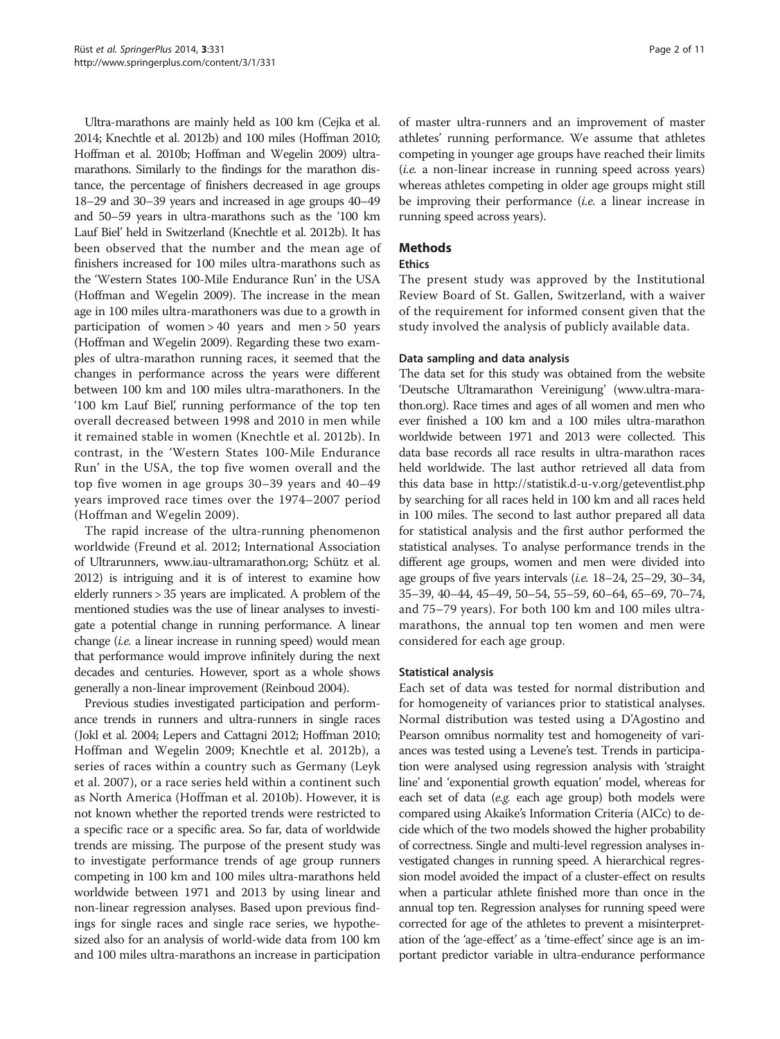Ultra-marathons are mainly held as 100 km (Cejka et al. 2014; Knechtle et al. 2012b) and 100 miles (Hoffman 2010; Hoffman et al. 2010b; Hoffman and Wegelin 2009) ultra-marathons. Similarly to the findings for the marathon distance, the percentage of finishers decreased in age groups 18–29 and 30–39 years and increased in age groups 40–49 and 50–59 years in ultra-marathons such as the '100 km Lauf Biel' held in Switzerland (Knechtle et al. 2012b). It has been observed that the number and the mean age of finishers increased for 100 miles ultra-marathons such as the 'Western States 100-Mile Endurance Run' in the USA (Hoffman and Wegelin 2009). The increase in the mean age in 100 miles ultra-marathoners was due to a growth in participation of women > 40 years and men > 50 years (Hoffman and Wegelin 2009). Regarding these two examples of ultra-marathon running races, it seemed that the changes in performance across the years were different between 100 km and 100 miles ultra-marathoners. In the '100 km Lauf Biel', running performance of the top ten overall decreased between 1998 and 2010 in men while it remained stable in women (Knechtle et al. 2012b). In contrast, in the 'Western States 100-Mile Endurance Run' in the USA, the top five women overall and the top five women in age groups 30–39 years and 40–49 years improved race times over the 1974–2007 period (Hoffman and Wegelin 2009).

The rapid increase of the ultra-running phenomenon worldwide (Freund et al. 2012; International Association of Ultrarunners, www.iau-ultramarathon.org; Schütz et al. 2012) is intriguing and it is of interest to examine how elderly runners > 35 years are implicated. A problem of the mentioned studies was the use of linear analyses to investigate a potential change in running performance. A linear change (*i.e.* a linear increase in running speed) would mean that performance would improve infinitely during the next decades and centuries. However, sport as a whole shows generally a non-linear improvement (Reinboud 2004).

Previous studies investigated participation and performance trends in runners and ultra-runners in single races (Jokl et al. 2004; Lepers and Cattagni 2012; Hoffman 2010; Hoffman and Wegelin 2009; Knechtle et al. 2012b), a series of races within a country such as Germany (Leyk et al. 2007), or a race series held within a continent such as North America (Hoffman et al. 2010b). However, it is not known whether the reported trends were restricted to a specific race or a specific area. So far, data of worldwide trends are missing. The purpose of the present study was to investigate performance trends of age group runners competing in 100 km and 100 miles ultra-marathons held worldwide between 1971 and 2013 by using linear and non-linear regression analyses. Based upon previous findings for single races and single race series, we hypothesized also for an analysis of world-wide data from 100 km and 100 miles ultra-marathons an increase in participation of master ultra-runners and an improvement of master athletes' running performance. We assume that athletes competing in younger age groups have reached their limits (*i.e.* a non-linear increase in running speed across years) whereas athletes competing in older age groups might still be improving their performance (*i.e.* a linear increase in running speed across years).

## Methods

### Ethics

The present study was approved by the Institutional Review Board of St. Gallen, Switzerland, with a waiver of the requirement for informed consent given that the study involved the analysis of publicly available data.

### Data sampling and data analysis

The data set for this study was obtained from the website 'Deutsche Ultramarathon Vereinigung' (www.ultra-marathon.org). Race times and ages of all women and men who ever finished a 100 km and a 100 miles ultra-marathon worldwide between 1971 and 2013 were collected. This data base records all race results in ultra-marathon races held worldwide. The last author retrieved all data from this data base in http://statistik.d-u-v.org/geteventlist.php by searching for all races held in 100 km and all races held in 100 miles. The second to last author prepared all data for statistical analysis and the first author performed the statistical analyses. To analyse performance trends in the different age groups, women and men were divided into age groups of five years intervals (*i.e.* 18–24, 25–29, 30–34, 35–39, 40–44, 45–49, 50–54, 55–59, 60–64, 65–69, 70–74, and 75–79 years). For both 100 km and 100 miles ultra-marathons, the annual top ten women and men were considered for each age group.

### Statistical analysis

Each set of data was tested for normal distribution and for homogeneity of variances prior to statistical analyses. Normal distribution was tested using a D'Agostino and Pearson omnibus normality test and homogeneity of variances was tested using a Levene's test. Trends in participation were analysed using regression analysis with 'straight line' and 'exponential growth equation' model, whereas for each set of data (*e.g.* each age group) both models were compared using Akaike's Information Criteria (AICc) to decide which of the two models showed the higher probability of correctness. Single and multi-level regression analyses investigated changes in running speed. A hierarchical regression model avoided the impact of a cluster-effect on results when a particular athlete finished more than once in the annual top ten. Regression analyses for running speed were corrected for age of the athletes to prevent a misinterpretation of the 'age-effect' as a 'time-effect' since age is an important predictor variable in ultra-endurance performance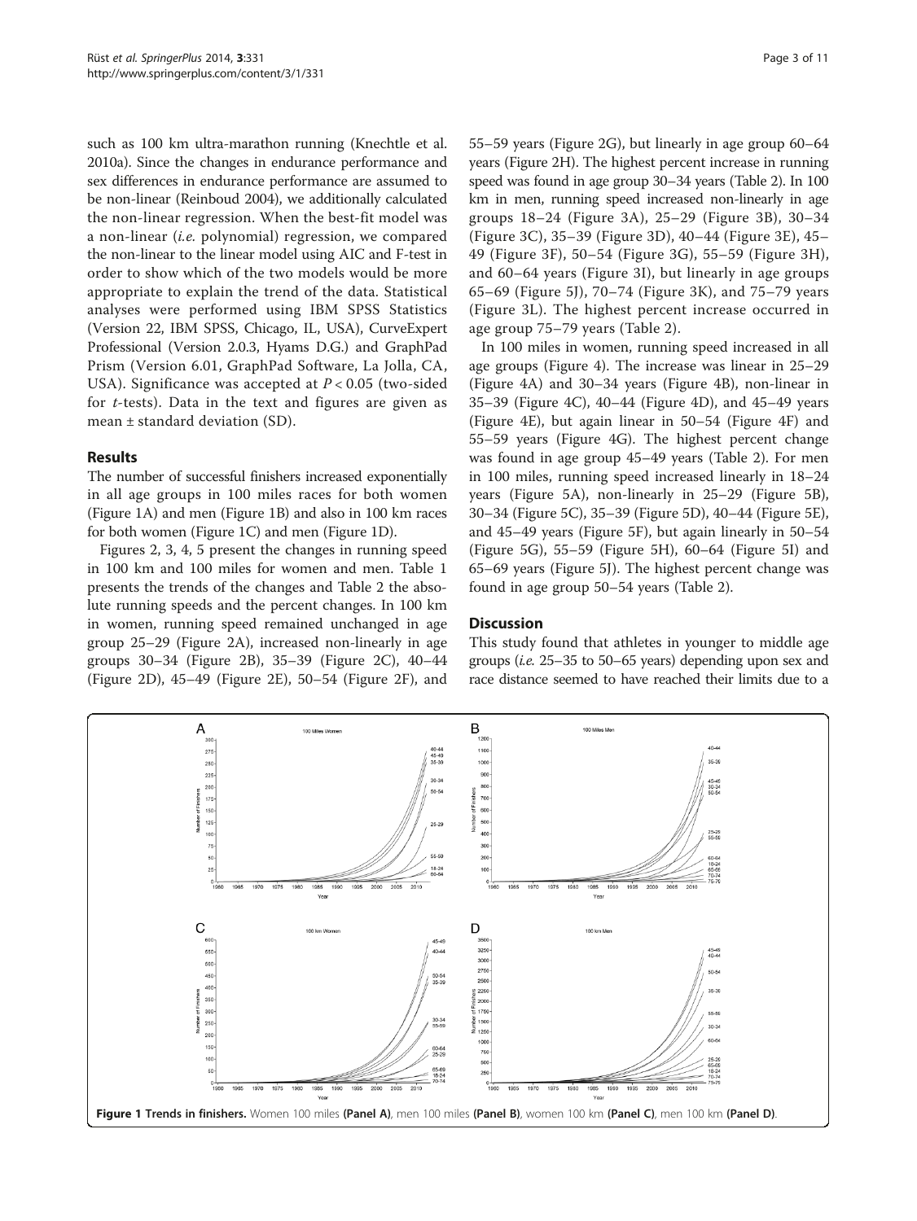such as 100 km ultra-marathon running (Knechtle et al. 2010a). Since the changes in endurance performance and sex differences in endurance performance are assumed to be non-linear (Reinboud 2004), we additionally calculated the non-linear regression. When the best-fit model was a non-linear (*i.e.* polynomial) regression, we compared the non-linear to the linear model using AIC and F-test in order to show which of the two models would be more appropriate to explain the trend of the data. Statistical analyses were performed using IBM SPSS Statistics (Version 22, IBM SPSS, Chicago, IL, USA), CurveExpert Professional (Version 2.0.3, Hyams D.G.) and GraphPad Prism (Version 6.01, GraphPad Software, La Jolla, CA, USA). Significance was accepted at $P < 0.05$ (two-sided for *t*-tests). Data in the text and figures are given as mean ± standard deviation (SD).

## Results

The number of successful finishers increased exponentially in all age groups in 100 miles races for both women (Figure 1A) and men (Figure 1B) and also in 100 km races for both women (Figure 1C) and men (Figure 1D).

Figures 2, 3, 4, 5 present the changes in running speed in 100 km and 100 miles for women and men. Table 1 presents the trends of the changes and Table 2 the absolute running speeds and the percent changes. In 100 km in women, running speed remained unchanged in age group 25–29 (Figure 2A), increased non-linearly in age groups 30–34 (Figure 2B), 35–39 (Figure 2C), 40–44 (Figure 2D), 45–49 (Figure 2E), 50–54 (Figure 2F), and 55–59 years (Figure 2G), but linearly in age group 60–64 years (Figure 2H). The highest percent increase in running speed was found in age group 30–34 years (Table 2). In 100 km in men, running speed increased non-linearly in age groups 18–24 (Figure 3A), 25–29 (Figure 3B), 30–34 (Figure 3C), 35–39 (Figure 3D), 40–44 (Figure 3E), 45–49 (Figure 3F), 50–54 (Figure 3G), 55–59 (Figure 3H), and 60–64 years (Figure 3I), but linearly in age groups 65–69 (Figure 5J), 70–74 (Figure 3K), and 75–79 years (Figure 3L). The highest percent increase occurred in age group 75–79 years (Table 2).

In 100 miles in women, running speed increased in all age groups (Figure 4). The increase was linear in 25–29 (Figure 4A) and 30–34 years (Figure 4B), non-linear in 35–39 (Figure 4C), 40–44 (Figure 4D), and 45–49 years (Figure 4E), but again linear in 50–54 (Figure 4F) and 55–59 years (Figure 4G). The highest percent change was found in age group 45–49 years (Table 2). For men in 100 miles, running speed increased linearly in 18–24 years (Figure 5A), non-linearly in 25–29 (Figure 5B), 30–34 (Figure 5C), 35–39 (Figure 5D), 40–44 (Figure 5E), and 45–49 years (Figure 5F), but again linearly in 50–54 (Figure 5G), 55–59 (Figure 5H), 60–64 (Figure 5I) and 65–69 years (Figure 5J). The highest percent change was found in age group 50–54 years (Table 2).

## Discussion

This study found that athletes in younger to middle age groups (*i.e.* 25–35 to 50–65 years) depending upon sex and race distance seemed to have reached their limits due to a

A
100 Miles Women
Number of Finishers
Year
40-44
45-49
35-39
30-34
50-54
25-29
55-59
18-24
60-64

B
100 Miles Men
Number of Finishers
Year
40-44
35-39
45-49
30-34
50-54
25-29
55-59
60-64
18-24
65-69
70-74
75-79

C
100 km Women
Number of Finishers
Year
45-49
40-44
50-54
35-39
30-34
55-59
60-64
25-29
65-69
18-24
70-74

D
100 km Men
Number of Finishers
Year
45-49
40-44
50-54
35-39
55-59
30-34
60-64
25-29
65-69
18-24
70-74
75-79

**Figure 1 Trends in finishers.** Women 100 miles **(Panel A)**, men 100 miles **(Panel B)**, women 100 km **(Panel C)**, men 100 km **(Panel D)**.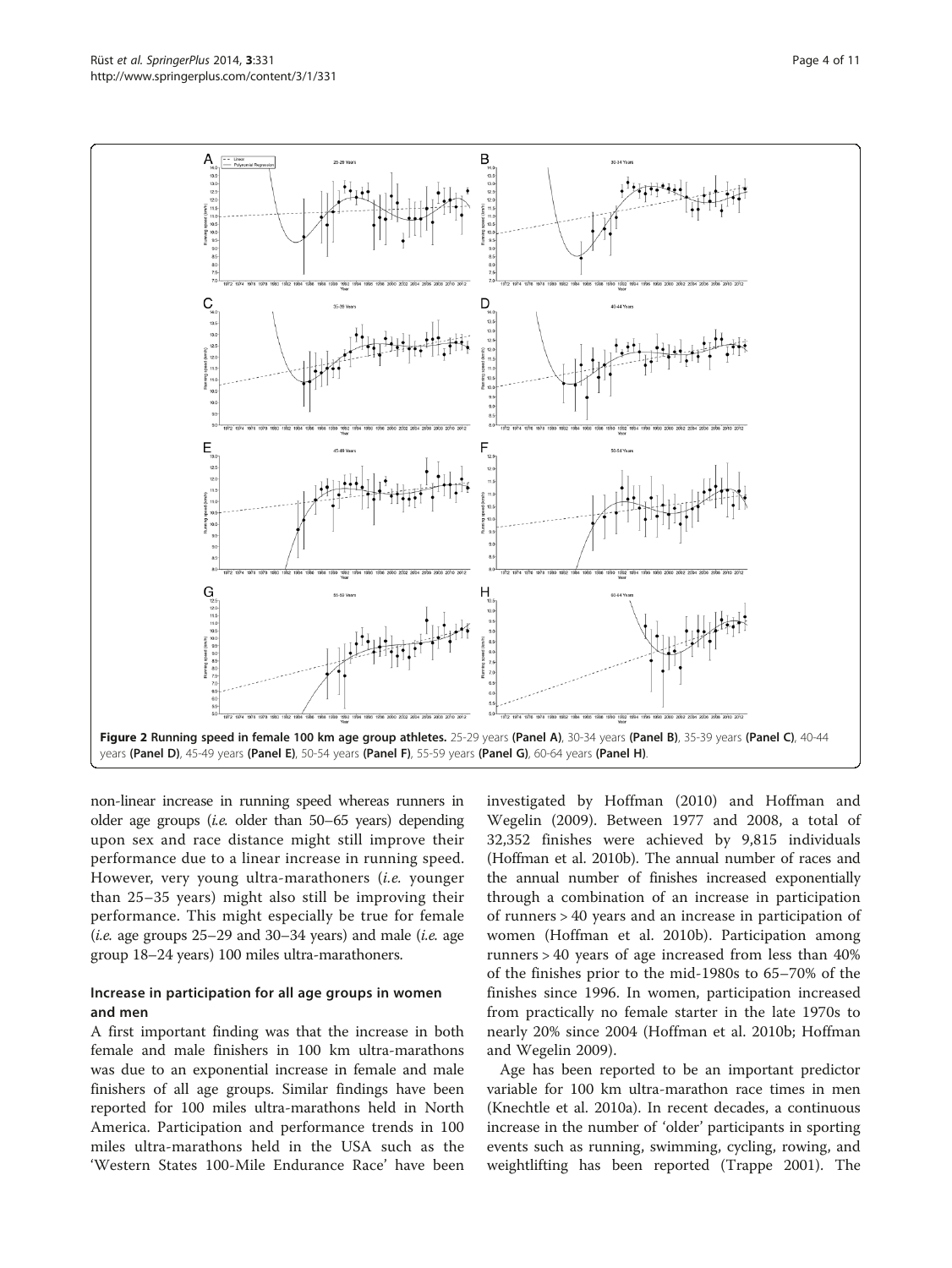A
Linear
Polynomial Regression
25-29 Years

B
30-34 Years

C
35-39 Years

D
40-44 Years

E
45-49 Years

F
50-54 Years

G
55-59 Years

H
60-64 Years

**Figure 2 Running speed in female 100 km age group athletes.** 25-29 years **(Panel A)**, 30-34 years **(Panel B)**, 35-39 years **(Panel C)**, 40-44 years **(Panel D)**, 45-49 years **(Panel E)**, 50-54 years **(Panel F)**, 55-59 years **(Panel G)**, 60-64 years **(Panel H)**.

non-linear increase in running speed whereas runners in older age groups (*i.e.* older than 50–65 years) depending upon sex and race distance might still improve their performance due to a linear increase in running speed. However, very young ultra-marathoners (*i.e.* younger than 25–35 years) might also still be improving their performance. This might especially be true for female (*i.e.* age groups 25–29 and 30–34 years) and male (*i.e.* age group 18–24 years) 100 miles ultra-marathoners.

### Increase in participation for all age groups in women and men

A first important finding was that the increase in both female and male finishers in 100 km ultra-marathons was due to an exponential increase in female and male finishers of all age groups. Similar findings have been reported for 100 miles ultra-marathons held in North America. Participation and performance trends in 100 miles ultra-marathons held in the USA such as the 'Western States 100-Mile Endurance Race' have been investigated by Hoffman (2010) and Hoffman and Wegelin (2009). Between 1977 and 2008, a total of 32,352 finishes were achieved by 9,815 individuals (Hoffman et al. 2010b). The annual number of races and the annual number of finishes increased exponentially through a combination of an increase in participation of runners > 40 years and an increase in participation of women (Hoffman et al. 2010b). Participation among runners > 40 years of age increased from less than 40% of the finishes prior to the mid-1980s to 65–70% of the finishes since 1996. In women, participation increased from practically no female starter in the late 1970s to nearly 20% since 2004 (Hoffman et al. 2010b; Hoffman and Wegelin 2009).

Age has been reported to be an important predictor variable for 100 km ultra-marathon race times in men (Knechtle et al. 2010a). In recent decades, a continuous increase in the number of 'older' participants in sporting events such as running, swimming, cycling, rowing, and weightlifting has been reported (Trappe 2001). The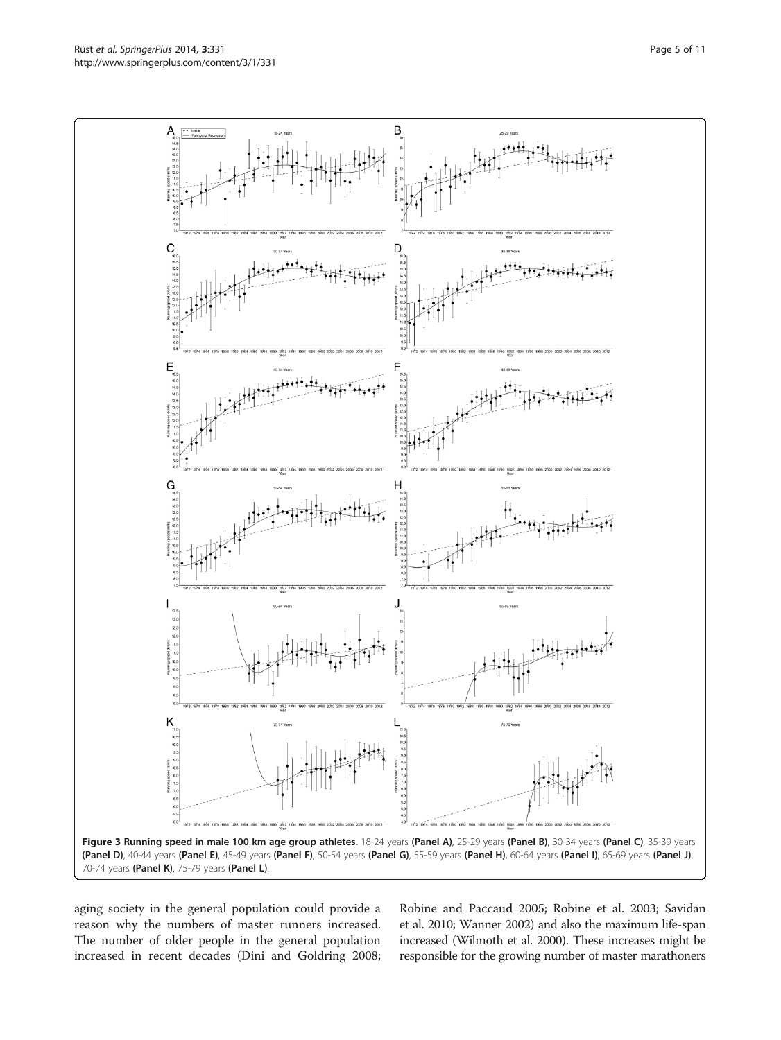A
Linear
Polynomial Regression
18-24 Years

B
25-29 Years

C
30-34 Years

D
35-39 Years

E
40-44 Years

F
45-49 Years

G
50-54 Years

H
55-59 Years

I
60-64 Years

J
65-69 Years

K
70-74 Years

L
75-79 Years

Running speed (km/h)

Year

**Figure 3 Running speed in male 100 km age group athletes.** 18-24 years **(Panel A)**, 25-29 years **(Panel B)**, 30-34 years **(Panel C)**, 35-39 years **(Panel D)**, 40-44 years **(Panel E)**, 45-49 years **(Panel F)**, 50-54 years **(Panel G)**, 55-59 years **(Panel H)**, 60-64 years **(Panel I)**, 65-69 years **(Panel J)**, 70-74 years **(Panel K)**, 75-79 years **(Panel L)**.

aging society in the general population could provide a reason why the numbers of master runners increased. The number of older people in the general population increased in recent decades (Dini and Goldring 2008; Robine and Paccaud 2005; Robine et al. 2003; Savidan et al. 2010; Wanner 2002) and also the maximum life-span increased (Wilmoth et al. 2000). These increases might be responsible for the growing number of master marathoners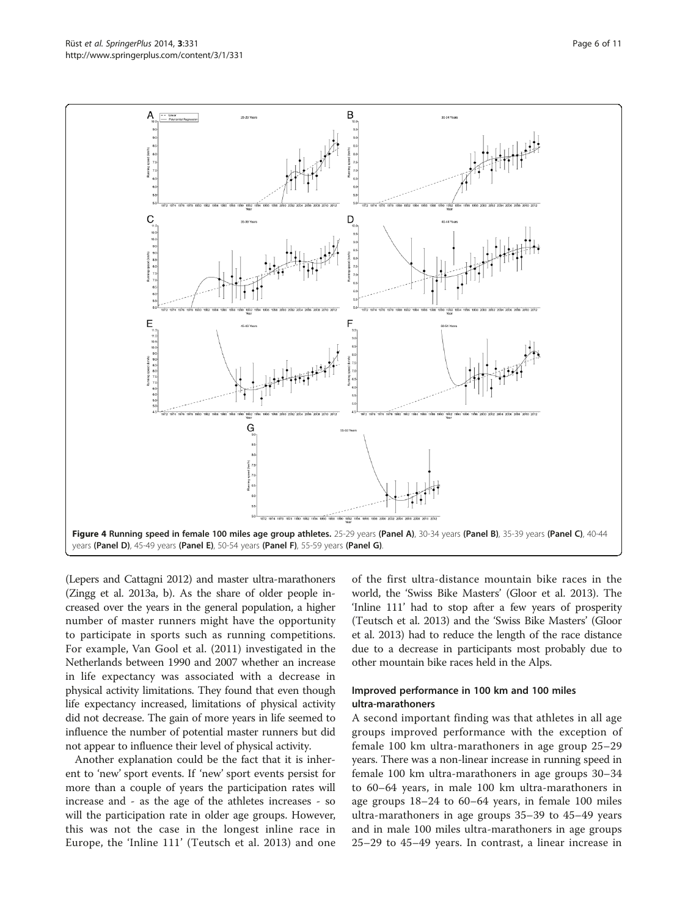**Figure 4 Running speed in female 100 miles age group athletes.** 25-29 years **(Panel A)**, 30-34 years **(Panel B)**, 35-39 years **(Panel C)**, 40-44 years **(Panel D)**, 45-49 years **(Panel E)**, 50-54 years **(Panel F)**, 55-59 years **(Panel G)**.

(Lepers and Cattagni 2012) and master ultra-marathoners (Zingg et al. 2013a, b). As the share of older people increased over the years in the general population, a higher number of master runners might have the opportunity to participate in sports such as running competitions. For example, Van Gool et al. (2011) investigated in the Netherlands between 1990 and 2007 whether an increase in life expectancy was associated with a decrease in physical activity limitations. They found that even though life expectancy increased, limitations of physical activity did not decrease. The gain of more years in life seemed to influence the number of potential master runners but did not appear to influence their level of physical activity.

Another explanation could be the fact that it is inherent to 'new' sport events. If 'new' sport events persist for more than a couple of years the participation rates will increase and - as the age of the athletes increases - so will the participation rate in older age groups. However, this was not the case in the longest inline race in Europe, the 'Inline 111' (Teutsch et al. 2013) and one of the first ultra-distance mountain bike races in the world, the 'Swiss Bike Masters' (Gloor et al. 2013). The 'Inline 111' had to stop after a few years of prosperity (Teutsch et al. 2013) and the 'Swiss Bike Masters' (Gloor et al. 2013) had to reduce the length of the race distance due to a decrease in participants most probably due to other mountain bike races held in the Alps.

### Improved performance in 100 km and 100 miles ultra-marathoners

A second important finding was that athletes in all age groups improved performance with the exception of female 100 km ultra-marathoners in age group 25–29 years. There was a non-linear increase in running speed in female 100 km ultra-marathoners in age groups 30–34 to 60–64 years, in male 100 km ultra-marathoners in age groups 18–24 to 60–64 years, in female 100 miles ultra-marathoners in age groups 35–39 to 45–49 years and in male 100 miles ultra-marathoners in age groups 25–29 to 45–49 years. In contrast, a linear increase in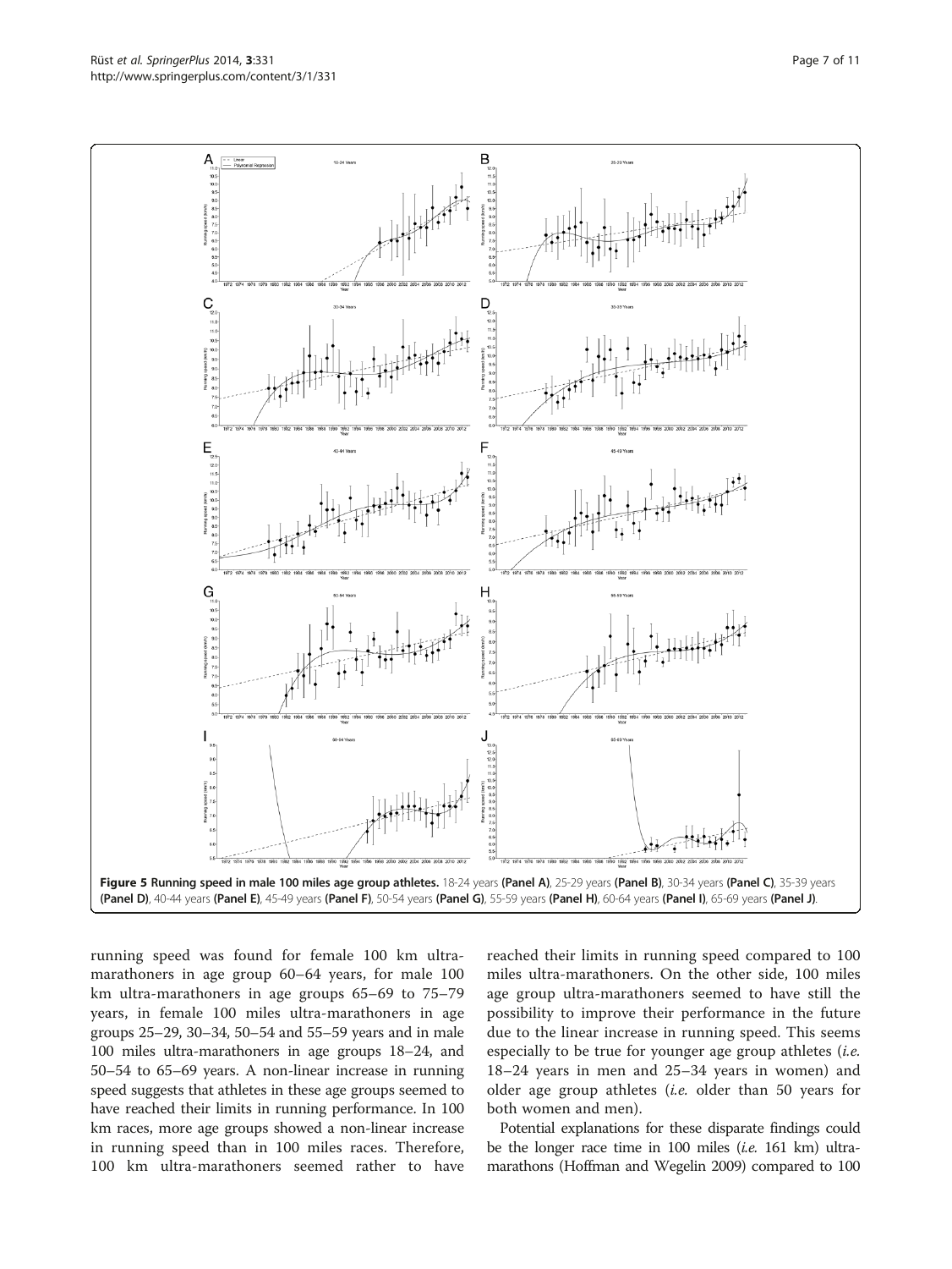A

Linear
Polynomial Regression

18-24 Years

B

25-29 Years

C

30-34 Years

D

35-39 Years

E

40-44 Years

F

45-49 Years

G

50-54 Years

H

55-59 Years

I

60-64 Years

J

65-69 Years

Running speed (km/h)

Year

**Figure 5 Running speed in male 100 miles age group athletes.** 18-24 years **(Panel A)**, 25-29 years **(Panel B)**, 30-34 years **(Panel C)**, 35-39 years **(Panel D)**, 40-44 years **(Panel E)**, 45-49 years **(Panel F)**, 50-54 years **(Panel G)**, 55-59 years **(Panel H)**, 60-64 years **(Panel I)**, 65-69 years **(Panel J)**.

running speed was found for female 100 km ultra-marathoners in age group 60–64 years, for male 100 km ultra-marathoners in age groups 65–69 to 75–79 years, in female 100 miles ultra-marathoners in age groups 25–29, 30–34, 50–54 and 55–59 years and in male 100 miles ultra-marathoners in age groups 18–24, and 50–54 to 65–69 years. A non-linear increase in running speed suggests that athletes in these age groups seemed to have reached their limits in running performance. In 100 km races, more age groups showed a non-linear increase in running speed than in 100 miles races. Therefore, 100 km ultra-marathoners seemed rather to have reached their limits in running speed compared to 100 miles ultra-marathoners. On the other side, 100 miles age group ultra-marathoners seemed to have still the possibility to improve their performance in the future due to the linear increase in running speed. This seems especially to be true for younger age group athletes (*i.e.* 18–24 years in men and 25–34 years in women) and older age group athletes (*i.e.* older than 50 years for both women and men).

Potential explanations for these disparate findings could be the longer race time in 100 miles (*i.e.* 161 km) ultra-marathons (Hoffman and Wegelin 2009) compared to 100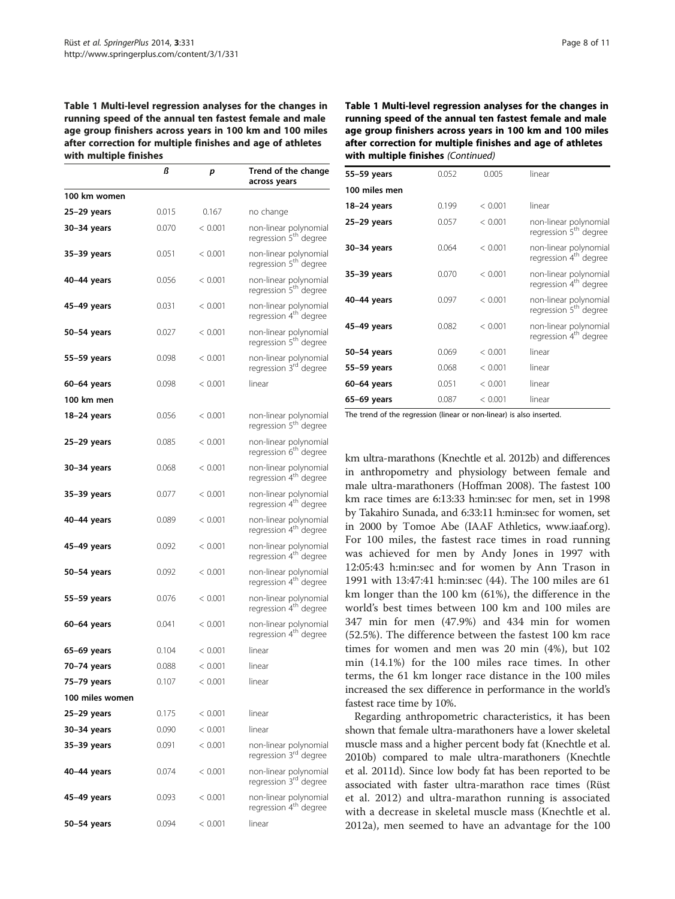**Table 1 Multi-level regression analyses for the changes in running speed of the annual ten fastest female and male age group finishers across years in 100 km and 100 miles after correction for multiple finishes and age of athletes with multiple finishes**

| | ß | p | Trend of the change across years |
|---|---|---|---|
| **100 km women** | | | |
| **25–29 years** | 0.015 | 0.167 | no change |
| **30–34 years** | 0.070 | < 0.001 | non-linear polynomial regression 5th degree |
| **35–39 years** | 0.051 | < 0.001 | non-linear polynomial regression 5th degree |
| **40–44 years** | 0.056 | < 0.001 | non-linear polynomial regression 5th degree |
| **45–49 years** | 0.031 | < 0.001 | non-linear polynomial regression 4th degree |
| **50–54 years** | 0.027 | < 0.001 | non-linear polynomial regression 5th degree |
| **55–59 years** | 0.098 | < 0.001 | non-linear polynomial regression 3rd degree |
| **60–64 years** | 0.098 | < 0.001 | linear |
| **100 km men** | | | |
| **18–24 years** | 0.056 | < 0.001 | non-linear polynomial regression 5th degree |
| **25–29 years** | 0.085 | < 0.001 | non-linear polynomial regression 6th degree |
| **30–34 years** | 0.068 | < 0.001 | non-linear polynomial regression 4th degree |
| **35–39 years** | 0.077 | < 0.001 | non-linear polynomial regression 4th degree |
| **40–44 years** | 0.089 | < 0.001 | non-linear polynomial regression 4th degree |
| **45–49 years** | 0.092 | < 0.001 | non-linear polynomial regression 4th degree |
| **50–54 years** | 0.092 | < 0.001 | non-linear polynomial regression 4th degree |
| **55–59 years** | 0.076 | < 0.001 | non-linear polynomial regression 4th degree |
| **60–64 years** | 0.041 | < 0.001 | non-linear polynomial regression 4th degree |
| **65–69 years** | 0.104 | < 0.001 | linear |
| **70–74 years** | 0.088 | < 0.001 | linear |
| **75–79 years** | 0.107 | < 0.001 | linear |
| **100 miles women** | | | |
| **25–29 years** | 0.175 | < 0.001 | linear |
| **30–34 years** | 0.090 | < 0.001 | linear |
| **35–39 years** | 0.091 | < 0.001 | non-linear polynomial regression 3rd degree |
| **40–44 years** | 0.074 | < 0.001 | non-linear polynomial regression 3rd degree |
| **45–49 years** | 0.093 | < 0.001 | non-linear polynomial regression 4th degree |
| **50–54 years** | 0.094 | < 0.001 | linear |
| **55–59 years** | 0.052 | 0.005 | linear |
| **100 miles men** | | | |
| **18–24 years** | 0.199 | < 0.001 | linear |
| **25–29 years** | 0.057 | < 0.001 | non-linear polynomial regression 5th degree |
| **30–34 years** | 0.064 | < 0.001 | non-linear polynomial regression 4th degree |
| **35–39 years** | 0.070 | < 0.001 | non-linear polynomial regression 4th degree |
| **40–44 years** | 0.097 | < 0.001 | non-linear polynomial regression 5th degree |
| **45–49 years** | 0.082 | < 0.001 | non-linear polynomial regression 4th degree |
| **50–54 years** | 0.069 | < 0.001 | linear |
| **55–59 years** | 0.068 | < 0.001 | linear |
| **60–64 years** | 0.051 | < 0.001 | linear |
| **65–69 years** | 0.087 | < 0.001 | linear |

The trend of the regression (linear or non-linear) is also inserted.

km ultra-marathons (Knechtle et al. 2012b) and differences in anthropometry and physiology between female and male ultra-marathoners (Hoffman 2008). The fastest 100 km race times are 6:13:33 h:min:sec for men, set in 1998 by Takahiro Sunada, and 6:33:11 h:min:sec for women, set in 2000 by Tomoe Abe (IAAF Athletics, www.iaaf.org). For 100 miles, the fastest race times in road running was achieved for men by Andy Jones in 1997 with 12:05:43 h:min:sec and for women by Ann Trason in 1991 with 13:47:41 h:min:sec (44). The 100 miles are 61 km longer than the 100 km (61%), the difference in the world's best times between 100 km and 100 miles are 347 min for men (47.9%) and 434 min for women (52.5%). The difference between the fastest 100 km race times for women and men was 20 min (4%), but 102 min (14.1%) for the 100 miles race times. In other terms, the 61 km longer race distance in the 100 miles increased the sex difference in performance in the world's fastest race time by 10%.

Regarding anthropometric characteristics, it has been shown that female ultra-marathoners have a lower skeletal muscle mass and a higher percent body fat (Knechtle et al. 2010b) compared to male ultra-marathoners (Knechtle et al. 2011d). Since low body fat has been reported to be associated with faster ultra-marathon race times (Rüst et al. 2012) and ultra-marathon running is associated with a decrease in skeletal muscle mass (Knechtle et al. 2012a), men seemed to have an advantage for the 100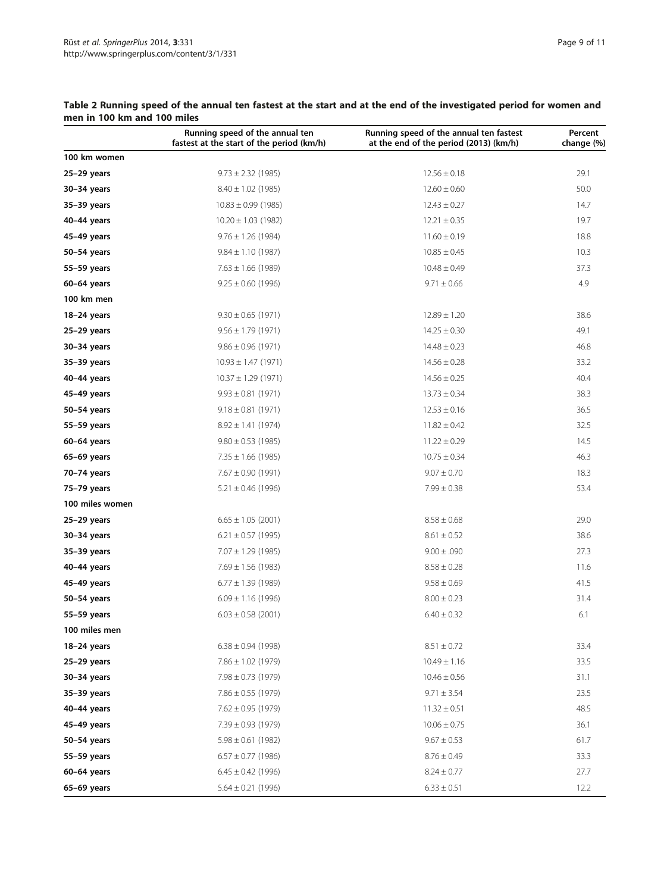**Table 2 Running speed of the annual ten fastest at the start and at the end of the investigated period for women and men in 100 km and 100 miles**

| | Running speed of the annual ten fastest at the start of the period (km/h) | Running speed of the annual ten fastest at the end of the period (2013) (km/h) | Percent change (%) |
|---|---|---|---|
| **100 km women** | | | |
| **25–29 years** | 9.73 ± 2.32 (1985) | 12.56 ± 0.18 | 29.1 |
| **30–34 years** | 8.40 ± 1.02 (1985) | 12.60 ± 0.60 | 50.0 |
| **35–39 years** | 10.83 ± 0.99 (1985) | 12.43 ± 0.27 | 14.7 |
| **40–44 years** | 10.20 ± 1.03 (1982) | 12.21 ± 0.35 | 19.7 |
| **45–49 years** | 9.76 ± 1.26 (1984) | 11.60 ± 0.19 | 18.8 |
| **50–54 years** | 9.84 ± 1.10 (1987) | 10.85 ± 0.45 | 10.3 |
| **55–59 years** | 7.63 ± 1.66 (1989) | 10.48 ± 0.49 | 37.3 |
| **60–64 years** | 9.25 ± 0.60 (1996) | 9.71 ± 0.66 | 4.9 |
| **100 km men** | | | |
| **18–24 years** | 9.30 ± 0.65 (1971) | 12.89 ± 1.20 | 38.6 |
| **25–29 years** | 9.56 ± 1.79 (1971) | 14.25 ± 0.30 | 49.1 |
| **30–34 years** | 9.86 ± 0.96 (1971) | 14.48 ± 0.23 | 46.8 |
| **35–39 years** | 10.93 ± 1.47 (1971) | 14.56 ± 0.28 | 33.2 |
| **40–44 years** | 10.37 ± 1.29 (1971) | 14.56 ± 0.25 | 40.4 |
| **45–49 years** | 9.93 ± 0.81 (1971) | 13.73 ± 0.34 | 38.3 |
| **50–54 years** | 9.18 ± 0.81 (1971) | 12.53 ± 0.16 | 36.5 |
| **55–59 years** | 8.92 ± 1.41 (1974) | 11.82 ± 0.42 | 32.5 |
| **60–64 years** | 9.80 ± 0.53 (1985) | 11.22 ± 0.29 | 14.5 |
| **65–69 years** | 7.35 ± 1.66 (1985) | 10.75 ± 0.34 | 46.3 |
| **70–74 years** | 7.67 ± 0.90 (1991) | 9.07 ± 0.70 | 18.3 |
| **75–79 years** | 5.21 ± 0.46 (1996) | 7.99 ± 0.38 | 53.4 |
| **100 miles women** | | | |
| **25–29 years** | 6.65 ± 1.05 (2001) | 8.58 ± 0.68 | 29.0 |
| **30–34 years** | 6.21 ± 0.57 (1995) | 8.61 ± 0.52 | 38.6 |
| **35–39 years** | 7.07 ± 1.29 (1985) | 9.00 ± .090 | 27.3 |
| **40–44 years** | 7.69 ± 1.56 (1983) | 8.58 ± 0.28 | 11.6 |
| **45–49 years** | 6.77 ± 1.39 (1989) | 9.58 ± 0.69 | 41.5 |
| **50–54 years** | 6.09 ± 1.16 (1996) | 8.00 ± 0.23 | 31.4 |
| **55–59 years** | 6.03 ± 0.58 (2001) | 6.40 ± 0.32 | 6.1 |
| **100 miles men** | | | |
| **18–24 years** | 6.38 ± 0.94 (1998) | 8.51 ± 0.72 | 33.4 |
| **25–29 years** | 7.86 ± 1.02 (1979) | 10.49 ± 1.16 | 33.5 |
| **30–34 years** | 7.98 ± 0.73 (1979) | 10.46 ± 0.56 | 31.1 |
| **35–39 years** | 7.86 ± 0.55 (1979) | 9.71 ± 3.54 | 23.5 |
| **40–44 years** | 7.62 ± 0.95 (1979) | 11.32 ± 0.51 | 48.5 |
| **45–49 years** | 7.39 ± 0.93 (1979) | 10.06 ± 0.75 | 36.1 |
| **50–54 years** | 5.98 ± 0.61 (1982) | 9.67 ± 0.53 | 61.7 |
| **55–59 years** | 6.57 ± 0.77 (1986) | 8.76 ± 0.49 | 33.3 |
| **60–64 years** | 6.45 ± 0.42 (1996) | 8.24 ± 0.77 | 27.7 |
| **65–69 years** | 5.64 ± 0.21 (1996) | 6.33 ± 0.51 | 12.2 |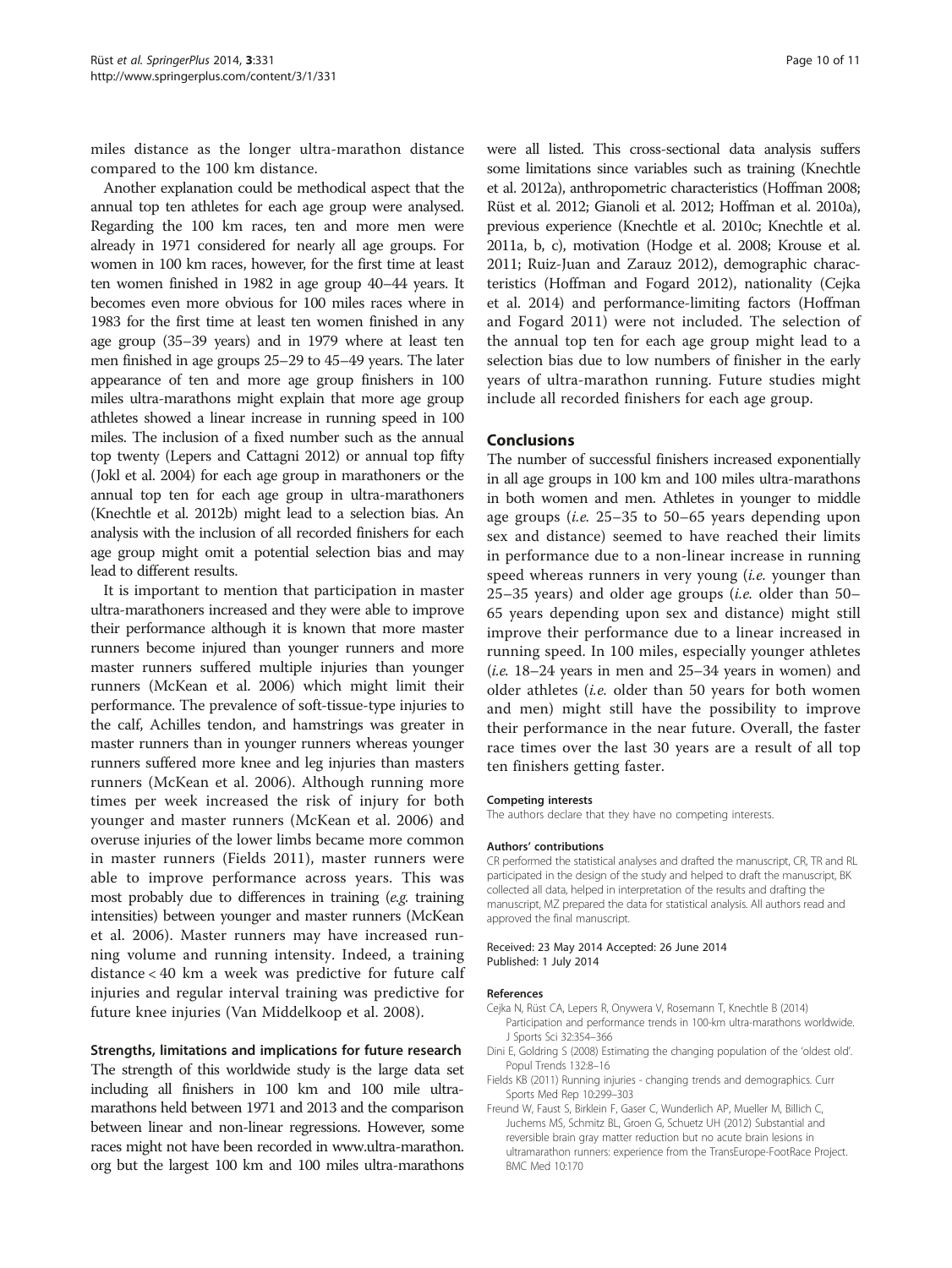miles distance as the longer ultra-marathon distance compared to the 100 km distance.

Another explanation could be methodical aspect that the annual top ten athletes for each age group were analysed. Regarding the 100 km races, ten and more men were already in 1971 considered for nearly all age groups. For women in 100 km races, however, for the first time at least ten women finished in 1982 in age group 40–44 years. It becomes even more obvious for 100 miles races where in 1983 for the first time at least ten women finished in any age group (35–39 years) and in 1979 where at least ten men finished in age groups 25–29 to 45–49 years. The later appearance of ten and more age group finishers in 100 miles ultra-marathons might explain that more age group athletes showed a linear increase in running speed in 100 miles. The inclusion of a fixed number such as the annual top twenty (Lepers and Cattagni 2012) or annual top fifty (Jokl et al. 2004) for each age group in marathoners or the annual top ten for each age group in ultra-marathoners (Knechtle et al. 2012b) might lead to a selection bias. An analysis with the inclusion of all recorded finishers for each age group might omit a potential selection bias and may lead to different results.

It is important to mention that participation in master ultra-marathoners increased and they were able to improve their performance although it is known that more master runners become injured than younger runners and more master runners suffered multiple injuries than younger runners (McKean et al. 2006) which might limit their performance. The prevalence of soft-tissue-type injuries to the calf, Achilles tendon, and hamstrings was greater in master runners than in younger runners whereas younger runners suffered more knee and leg injuries than masters runners (McKean et al. 2006). Although running more times per week increased the risk of injury for both younger and master runners (McKean et al. 2006) and overuse injuries of the lower limbs became more common in master runners (Fields 2011), master runners were able to improve performance across years. This was most probably due to differences in training (*e.g.* training intensities) between younger and master runners (McKean et al. 2006). Master runners may have increased running volume and running intensity. Indeed, a training distance < 40 km a week was predictive for future calf injuries and regular interval training was predictive for future knee injuries (Van Middelkoop et al. 2008).

### Strengths, limitations and implications for future research

The strength of this worldwide study is the large data set including all finishers in 100 km and 100 mile ultra-marathons held between 1971 and 2013 and the comparison between linear and non-linear regressions. However, some races might not have been recorded in www.ultra-marathon.org but the largest 100 km and 100 miles ultra-marathons were all listed. This cross-sectional data analysis suffers some limitations since variables such as training (Knechtle et al. 2012a), anthropometric characteristics (Hoffman 2008; Rüst et al. 2012; Gianoli et al. 2012; Hoffman et al. 2010a), previous experience (Knechtle et al. 2010c; Knechtle et al. 2011a, b, c), motivation (Hodge et al. 2008; Krouse et al. 2011; Ruiz-Juan and Zarauz 2012), demographic characteristics (Hoffman and Fogard 2012), nationality (Cejka et al. 2014) and performance-limiting factors (Hoffman and Fogard 2011) were not included. The selection of the annual top ten for each age group might lead to a selection bias due to low numbers of finisher in the early years of ultra-marathon running. Future studies might include all recorded finishers for each age group.

## Conclusions

The number of successful finishers increased exponentially in all age groups in 100 km and 100 miles ultra-marathons in both women and men. Athletes in younger to middle age groups (*i.e.* 25–35 to 50–65 years depending upon sex and distance) seemed to have reached their limits in performance due to a non-linear increase in running speed whereas runners in very young (*i.e.* younger than 25–35 years) and older age groups (*i.e.* older than 50–65 years depending upon sex and distance) might still improve their performance due to a linear increased in running speed. In 100 miles, especially younger athletes (*i.e.* 18–24 years in men and 25–34 years in women) and older athletes (*i.e.* older than 50 years for both women and men) might still have the possibility to improve their performance in the near future. Overall, the faster race times over the last 30 years are a result of all top ten finishers getting faster.

#### Competing interests

The authors declare that they have no competing interests.

#### Authors' contributions

CR performed the statistical analyses and drafted the manuscript, CR, TR and RL participated in the design of the study and helped to draft the manuscript, BK collected all data, helped in interpretation of the results and drafting the manuscript, MZ prepared the data for statistical analysis. All authors read and approved the final manuscript.

Received: 23 May 2014 Accepted: 26 June 2014
Published: 1 July 2014

#### References

Cejka N, Rüst CA, Lepers R, Onywera V, Rosemann T, Knechtle B (2014) Participation and performance trends in 100-km ultra-marathons worldwide. J Sports Sci 32:354–366

Dini E, Goldring S (2008) Estimating the changing population of the 'oldest old'. Popul Trends 132:8–16

Fields KB (2011) Running injuries - changing trends and demographics. Curr Sports Med Rep 10:299–303

Freund W, Faust S, Birklein F, Gaser C, Wunderlich AP, Mueller M, Billich C, Juchems MS, Schmitz BL, Groen G, Schuetz UH (2012) Substantial and reversible brain gray matter reduction but no acute brain lesions in ultramarathon runners: experience from the TransEurope-FootRace Project. BMC Med 10:170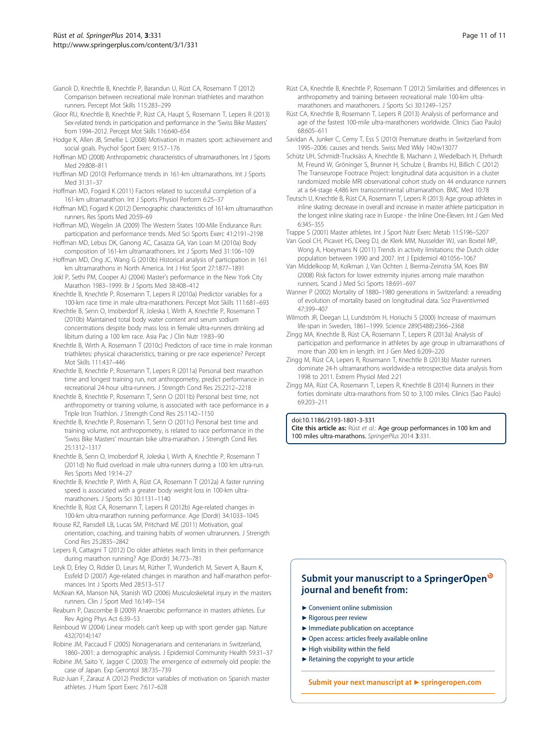Gianoli D, Knechtle B, Knechtle P, Barandun U, Rüst CA, Rosemann T (2012) Comparison between recreational male Ironman triathletes and marathon runners. Percept Mot Skills 115:283–299

Gloor RU, Knechtle B, Knechtle P, Rüst CA, Haupt S, Rosemann T, Lepers R (2013) Sex-related trends in participation and performance in the 'Swiss Bike Masters' from 1994–2012. Percept Mot Skills 116:640–654

Hodge K, Allen JB, Smellie L (2008) Motivation in masters sport: achievement and social goals. Psychol Sport Exerc 9:157–176

Hoffman MD (2008) Anthropometric characteristics of ultramarathoners. Int J Sports Med 29:808–811

Hoffman MD (2010) Performance trends in 161-km ultramarathons. Int J Sports Med 31:31–37

Hoffman MD, Fogard K (2011) Factors related to successful completion of a 161-km ultramarathon. Int J Sports Physiol Perform 6:25–37

Hoffman MD, Fogard K (2012) Demographic characteristics of 161-km ultramarathon runners. Res Sports Med 20:59–69

Hoffman MD, Wegelin JA (2009) The Western States 100-Mile Endurance Run: participation and performance trends. Med Sci Sports Exerc 41:2191–2198

Hoffman MD, Lebus DK, Ganong AC, Casazza GA, Van Loan M (2010a) Body composition of 161-km ultramarathoners. Int J Sports Med 31:106–109

Hoffman MD, Ong JC, Wang G (2010b) Historical analysis of participation in 161 km ultramarathons in North America. Int J Hist Sport 27:1877–1891

Jokl P, Sethi PM, Cooper AJ (2004) Master's performance in the New York City Marathon 1983–1999. Br J Sports Med 38:408–412

Knechtle B, Knechtle P, Rosemann T, Lepers R (2010a) Predictor variables for a 100-km race time in male ultra-marathoners. Percept Mot Skills 111:681–693

Knechtle B, Senn O, Imoberdorf R, Joleska I, Wirth A, Knechtle P, Rosemann T (2010b) Maintained total body water content and serum sodium concentrations despite body mass loss in female ultra-runners drinking ad libitum during a 100 km race. Asia Pac J Clin Nutr 19:83–90

Knechtle B, Wirth A, Rosemann T (2010c) Predictors of race time in male Ironman triathletes: physical characteristics, training or pre race experience? Percept Mot Skills 111:437–446

Knechtle B, Knechtle P, Rosemann T, Lepers R (2011a) Personal best marathon time and longest training run, not anthropometry, predict performance in recreational 24-hour ultra-runners. J Strength Cond Res 25:2212–2218

Knechtle B, Knechtle P, Rosemann T, Senn O (2011b) Personal best time, not anthropometry or training volume, is associated with race performance in a Triple Iron Triathlon. J Strength Cond Res 25:1142–1150

Knechtle B, Knechtle P, Rosemann T, Senn O (2011c) Personal best time and training volume, not anthropometry, is related to race performance in the 'Swiss Bike Masters' mountain bike ultra-marathon. J Strength Cond Res 25:1312–1317

Knechtle B, Senn O, Imoberdorf R, Joleska I, Wirth A, Knechtle P, Rosemann T (2011d) No fluid overload in male ultra-runners during a 100 km ultra-run. Res Sports Med 19:14–27

Knechtle B, Knechtle P, Wirth A, Rüst CA, Rosemann T (2012a) A faster running speed is associated with a greater body weight loss in 100-km ultra-marathoners. J Sports Sci 30:1131–1140

Knechtle B, Rüst CA, Rosemann T, Lepers R (2012b) Age-related changes in 100-km ultra-marathon running performance. Age (Dordr) 34:1033–1045

Krouse RZ, Ransdell LB, Lucas SM, Pritchard ME (2011) Motivation, goal orientation, coaching, and training habits of women ultrarunners. J Strength Cond Res 25:2835–2842

Lepers R, Cattagni T (2012) Do older athletes reach limits in their performance during marathon running? Age (Dordr) 34:773–781

Leyk D, Erley O, Ridder D, Leurs M, Rüther T, Wunderlich M, Sievert A, Baum K, Essfeld D (2007) Age-related changes in marathon and half-marathon performances. Int J Sports Med 28:513–517

McKean KA, Manson NA, Stanish WD (2006) Musculoskeletal injury in the masters runners. Clin J Sport Med 16:149–154

Reaburn P, Dascombe B (2009) Anaerobic performance in masters athletes. Eur Rev Aging Phys Act 6:39–53

Reinboud W (2004) Linear models can't keep up with sport gender gap. Nature 432(7014):147

Robine JM, Paccaud F (2005) Nonagenarians and centenarians in Switzerland, 1860–2001: a demographic analysis. J Epidemiol Community Health 59:31–37

Robine JM, Saito Y, Jagger C (2003) The emergence of extremely old people: the case of Japan. Exp Gerontol 38:735–739

Ruiz-Juan F, Zarauz A (2012) Predictor variables of motivation on Spanish master athletes. J Hum Sport Exerc 7:617–628

Rüst CA, Knechtle B, Knechtle P, Rosemann T (2012) Similarities and differences in anthropometry and training between recreational male 100-km ultra-marathoners and marathoners. J Sports Sci 30:1249–1257

Rüst CA, Knechtle B, Rosemann T, Lepers R (2013) Analysis of performance and age of the fastest 100-mile ultra-marathoners worldwide. Clinics (Sao Paulo) 68:605–611

Savidan A, Junker C, Cerny T, Ess S (2010) Premature deaths in Switzerland from 1995–2006: causes and trends. Swiss Med Wkly 140:w13077

Schütz UH, Schmidt-Trucksäss A, Knechtle B, Machann J, Wiedelbach H, Ehrhardt M, Freund W, Gröninger S, Brunner H, Schulze I, Brambs HJ, Billich C (2012) The Transeurope Footrace Project: longitudinal data acquisition in a cluster randomized mobile MRI observational cohort study on 44 endurance runners at a 64-stage 4,486 km transcontinental ultramarathon. BMC Med 10:78

Teutsch U, Knechtle B, Rüst CA, Rosemann T, Lepers R (2013) Age group athletes in inline skating: decrease in overall and increase in master athlete participation in the longest inline skating race in Europe - the Inline One-Eleven. Int J Gen Med 6:345–355

Trappe S (2001) Master athletes. Int J Sport Nutr Exerc Metab 11:S196–S207

Van Gool CH, Picavet HS, Deeg DJ, de Klerk MM, Nusselder WJ, van Boxtel MP, Wong A, Hoeymans N (2011) Trends in activity limitations: the Dutch older population between 1990 and 2007. Int J Epidemiol 40:1056–1067

Van Middelkoop M, Kolkman J, Van Ochten J, Bierma-Zeinstra SM, Koes BW (2008) Risk factors for lower extremity injuries among male marathon runners. Scand J Med Sci Sports 18:691–697

Wanner P (2002) Mortality of 1880–1980 generations in Switzerland: a rereading of evolution of mortality based on longitudinal data. Soz Praventivmed 47:399–407

Wilmoth JR, Deegan LJ, Lundström H, Horiuchi S (2000) Increase of maximum life-span in Sweden, 1861–1999. Science 289(5488):2366–2368

Zingg MA, Knechtle B, Rüst CA, Rosemann T, Lepers R (2013a) Analysis of participation and performance in athletes by age group in ultramarathons of more than 200 km in length. Int J Gen Med 6:209–220

Zingg M, Rüst CA, Lepers R, Rosemann T, Knechtle B (2013b) Master runners dominate 24-h ultramarathons worldwide-a retrospective data analysis from 1998 to 2011. Extrem Physiol Med 2:21

Zingg MA, Rüst CA, Rosemann T, Lepers R, Knechtle B (2014) Runners in their forties dominate ultra-marathons from 50 to 3,100 miles. Clinics (Sao Paulo) 69:203–211

doi:10.1186/2193-1801-3-331
**Cite this article as:** Rüst *et al.*: Age group performances in 100 km and 100 miles ultra-marathons. *SpringerPlus* 2014 **3**:331.

**Submit your manuscript to a SpringerOpen journal and benefit from:**

- ► Convenient online submission
- ► Rigorous peer review
- ► Immediate publication on acceptance
- ► Open access: articles freely available online
- ► High visibility within the field
- ► Retaining the copyright to your article

**Submit your next manuscript at ► springeropen.com**